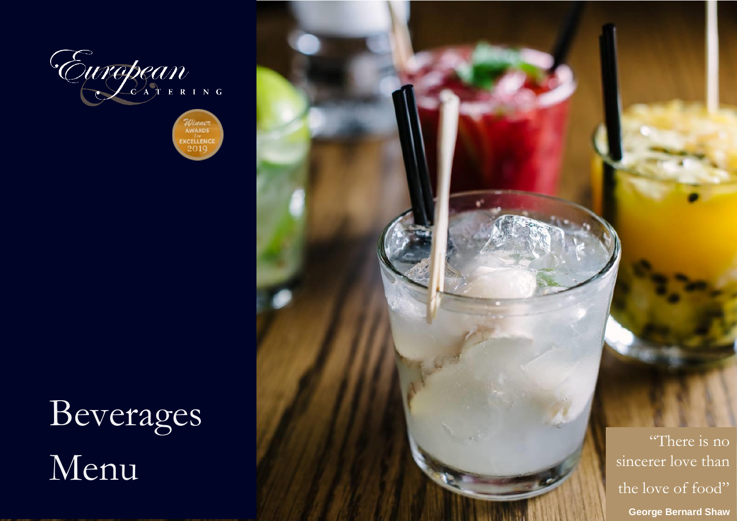European

CATERING

Winner AWARDS for EXCELLENCE 2019

# Beverages Menu

"There is no sincerer love than the love of food"

**George Bernard Shaw**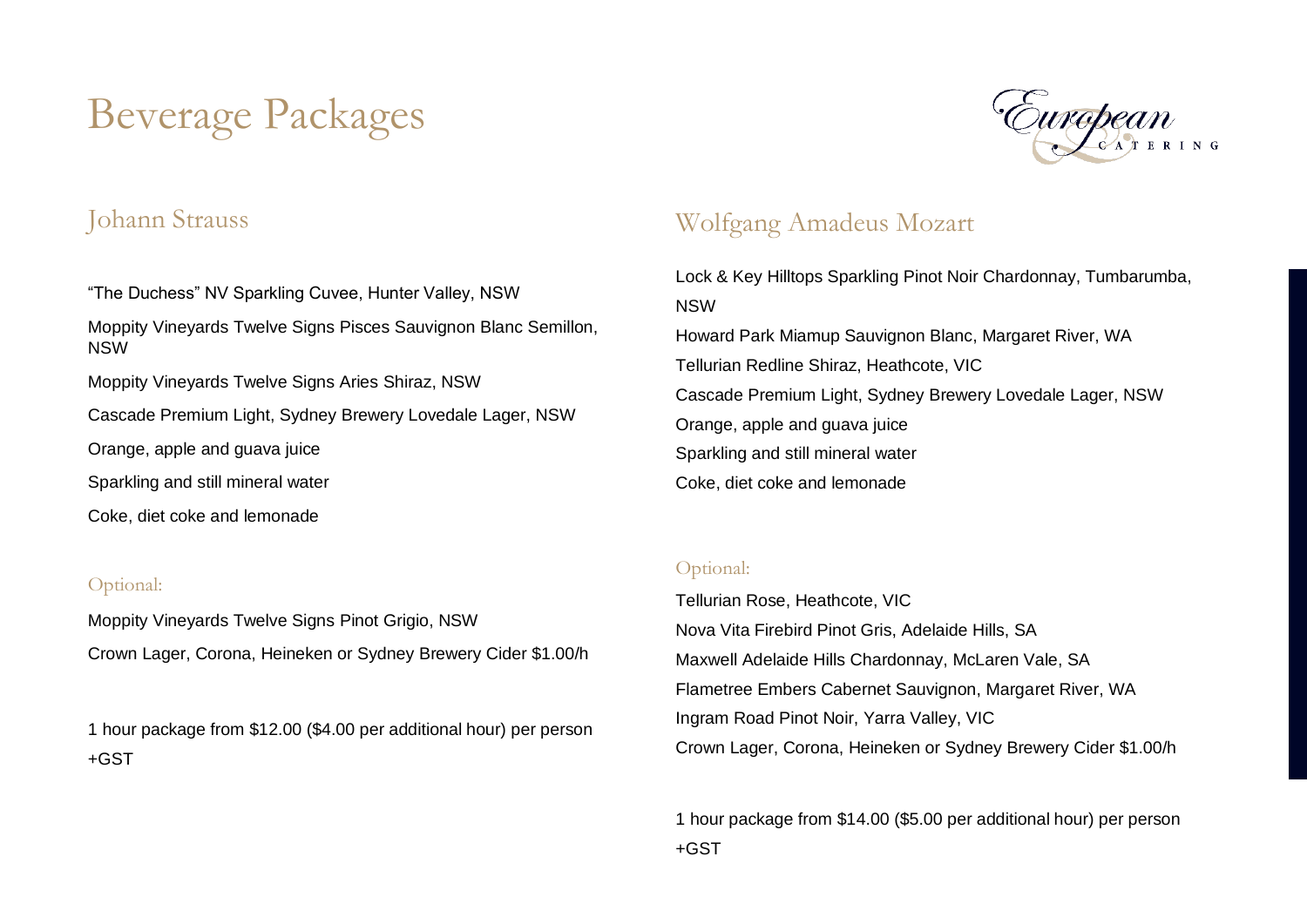# Beverage Packages

## Johann Strauss

"The Duchess" NV Sparkling Cuvee, Hunter Valley, NSW

Moppity Vineyards Twelve Signs Pisces Sauvignon Blanc Semillon, NSW

Moppity Vineyards Twelve Signs Aries Shiraz, NSW

Cascade Premium Light, Sydney Brewery Lovedale Lager, NSW

Orange, apple and guava juice

Sparkling and still mineral water

Coke, diet coke and lemonade

### Optional:

Moppity Vineyards Twelve Signs Pinot Grigio, NSW

Crown Lager, Corona, Heineken or Sydney Brewery Cider $1.00/h

1 hour package from $12.00 ($4.00 per additional hour) per person +GST

## Wolfgang Amadeus Mozart

Lock & Key Hilltops Sparkling Pinot Noir Chardonnay, Tumbarumba, NSW

Howard Park Miamup Sauvignon Blanc, Margaret River, WA

Tellurian Redline Shiraz, Heathcote, VIC

Cascade Premium Light, Sydney Brewery Lovedale Lager, NSW

Orange, apple and guava juice

Sparkling and still mineral water

Coke, diet coke and lemonade

### Optional:

Tellurian Rose, Heathcote, VIC

Nova Vita Firebird Pinot Gris, Adelaide Hills, SA

Maxwell Adelaide Hills Chardonnay, McLaren Vale, SA

Flametree Embers Cabernet Sauvignon, Margaret River, WA

Ingram Road Pinot Noir, Yarra Valley, VIC

Crown Lager, Corona, Heineken or Sydney Brewery Cider $1.00/h

1 hour package from $14.00 ($5.00 per additional hour) per person +GST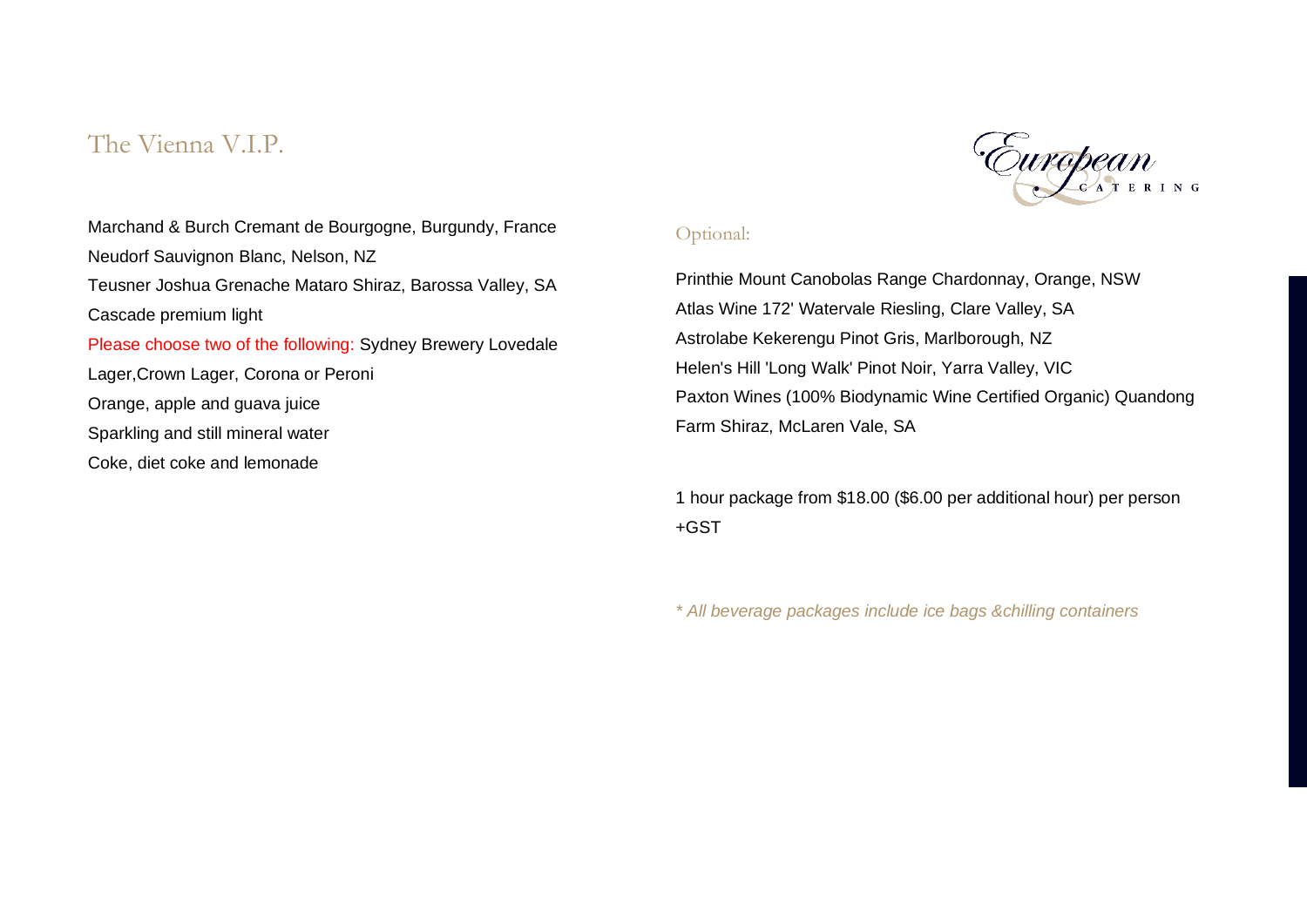## The Vienna V.I.P.

Marchand & Burch Cremant de Bourgogne, Burgundy, France
Neudorf Sauvignon Blanc, Nelson, NZ
Teusner Joshua Grenache Mataro Shiraz, Barossa Valley, SA
Cascade premium light
Please choose two of the following: Sydney Brewery Lovedale Lager,Crown Lager, Corona or Peroni
Orange, apple and guava juice
Sparkling and still mineral water
Coke, diet coke and lemonade

European CATERING

### Optional:

Printhie Mount Canobolas Range Chardonnay, Orange, NSW
Atlas Wine 172' Watervale Riesling, Clare Valley, SA
Astrolabe Kekerengu Pinot Gris, Marlborough, NZ
Helen's Hill 'Long Walk' Pinot Noir, Yarra Valley, VIC
Paxton Wines (100% Biodynamic Wine Certified Organic) Quandong Farm Shiraz, McLaren Vale, SA

1 hour package from $18.00 ($6.00 per additional hour) per person +GST

*\* All beverage packages include ice bags &chilling containers*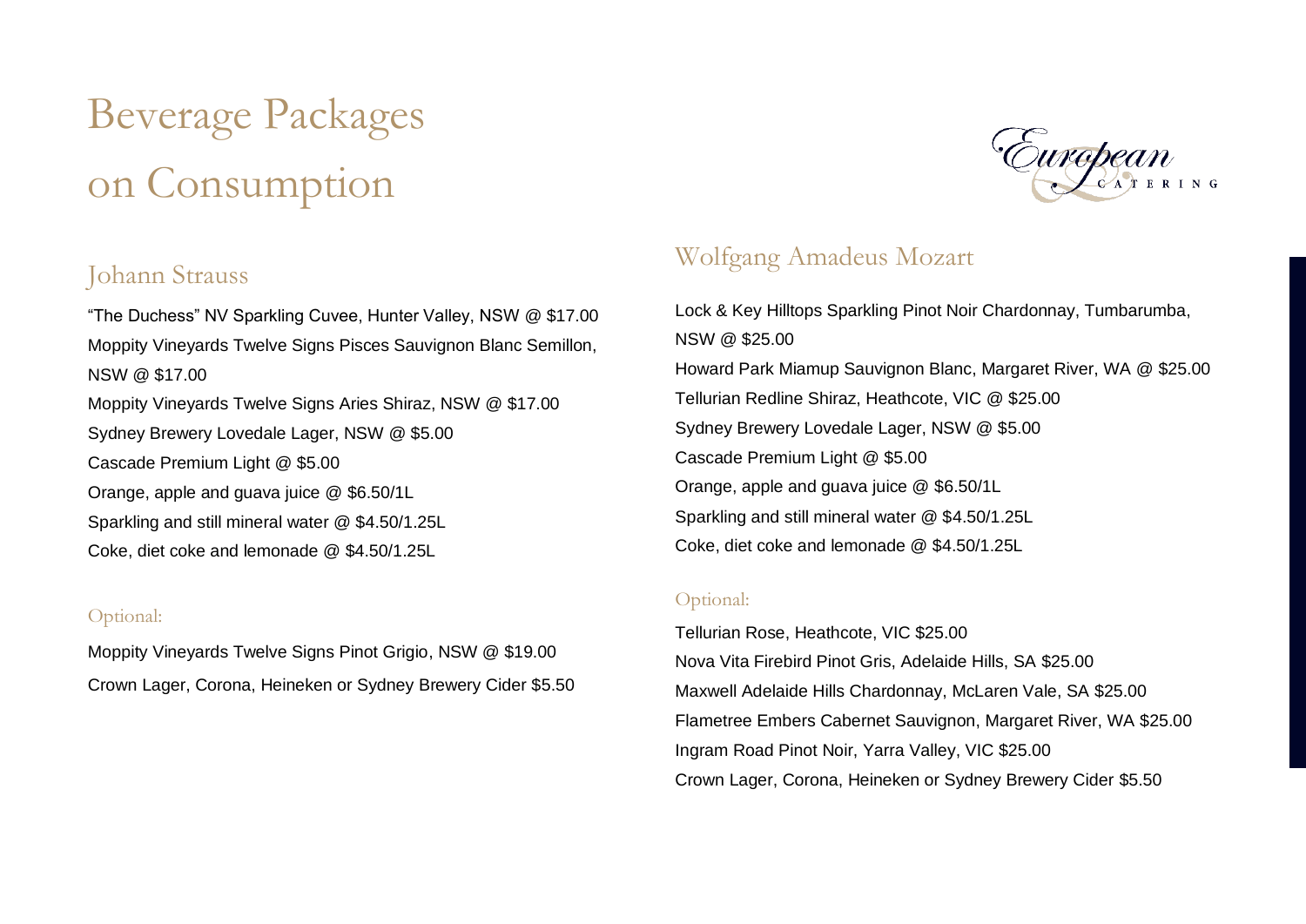# Beverage Packages on Consumption

## Johann Strauss

"The Duchess" NV Sparkling Cuvee, Hunter Valley, NSW @ $17.00
Moppity Vineyards Twelve Signs Pisces Sauvignon Blanc Semillon, NSW @ $17.00
Moppity Vineyards Twelve Signs Aries Shiraz, NSW @ $17.00
Sydney Brewery Lovedale Lager, NSW @ $5.00
Cascade Premium Light @ $5.00
Orange, apple and guava juice @ $6.50/1L
Sparkling and still mineral water @ $4.50/1.25L
Coke, diet coke and lemonade @ $4.50/1.25L

### Optional:

Moppity Vineyards Twelve Signs Pinot Grigio, NSW @ $19.00
Crown Lager, Corona, Heineken or Sydney Brewery Cider $5.50

## Wolfgang Amadeus Mozart

Lock & Key Hilltops Sparkling Pinot Noir Chardonnay, Tumbarumba, NSW @ $25.00
Howard Park Miamup Sauvignon Blanc, Margaret River, WA @ $25.00
Tellurian Redline Shiraz, Heathcote, VIC @ $25.00
Sydney Brewery Lovedale Lager, NSW @ $5.00
Cascade Premium Light @ $5.00
Orange, apple and guava juice @ $6.50/1L
Sparkling and still mineral water @ $4.50/1.25L
Coke, diet coke and lemonade @ $4.50/1.25L

### Optional:

Tellurian Rose, Heathcote, VIC $25.00
Nova Vita Firebird Pinot Gris, Adelaide Hills, SA $25.00
Maxwell Adelaide Hills Chardonnay, McLaren Vale, SA $25.00
Flametree Embers Cabernet Sauvignon, Margaret River, WA $25.00
Ingram Road Pinot Noir, Yarra Valley, VIC $25.00
Crown Lager, Corona, Heineken or Sydney Brewery Cider $5.50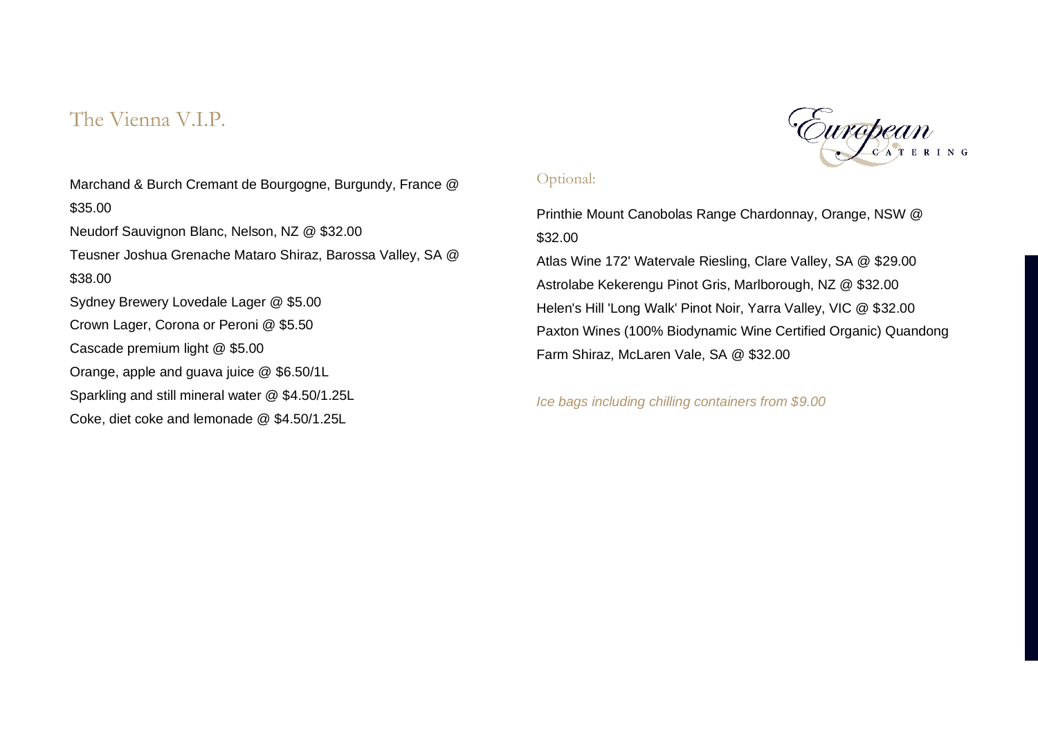## The Vienna V.I.P.

Marchand & Burch Cremant de Bourgogne, Burgundy, France @ $35.00

Neudorf Sauvignon Blanc, Nelson, NZ @ $32.00

Teusner Joshua Grenache Mataro Shiraz, Barossa Valley, SA @ $38.00

Sydney Brewery Lovedale Lager @ $5.00

Crown Lager, Corona or Peroni @ $5.50

Cascade premium light @ $5.00

Orange, apple and guava juice @ $6.50/1L

Sparkling and still mineral water @ $4.50/1.25L

Coke, diet coke and lemonade @ $4.50/1.25L

### Optional:

Printhie Mount Canobolas Range Chardonnay, Orange, NSW @ $32.00

Atlas Wine 172' Watervale Riesling, Clare Valley, SA @ $29.00

Astrolabe Kekerengu Pinot Gris, Marlborough, NZ @ $32.00

Helen's Hill 'Long Walk' Pinot Noir, Yarra Valley, VIC @ $32.00

Paxton Wines (100% Biodynamic Wine Certified Organic) Quandong Farm Shiraz, McLaren Vale, SA @ $32.00

*Ice bags including chilling containers from $9.00*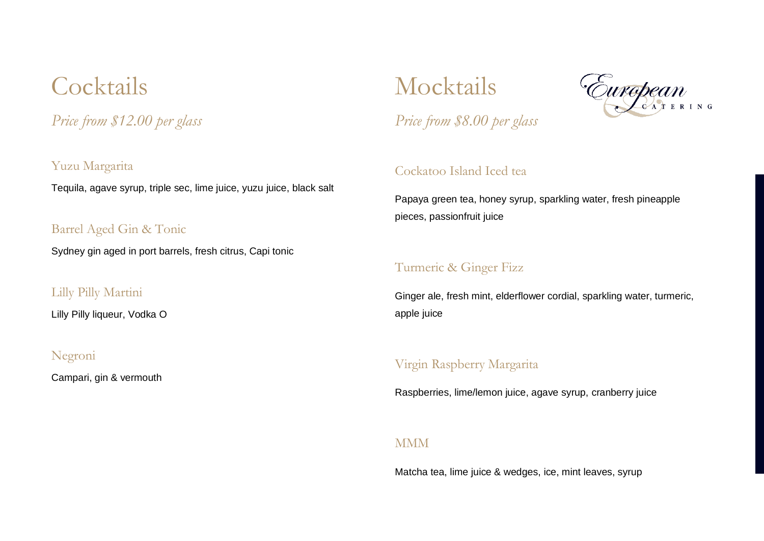# Cocktails

*Price from $12.00 per glass*

### Yuzu Margarita

Tequila, agave syrup, triple sec, lime juice, yuzu juice, black salt

### Barrel Aged Gin & Tonic

Sydney gin aged in port barrels, fresh citrus, Capi tonic

### Lilly Pilly Martini

Lilly Pilly liqueur, Vodka O

### Negroni

Campari, gin & vermouth

# Mocktails

*Price from $8.00 per glass*

European CATERING

### Cockatoo Island Iced tea

Papaya green tea, honey syrup, sparkling water, fresh pineapple pieces, passionfruit juice

### Turmeric & Ginger Fizz

Ginger ale, fresh mint, elderflower cordial, sparkling water, turmeric, apple juice

### Virgin Raspberry Margarita

Raspberries, lime/lemon juice, agave syrup, cranberry juice

### MMM

Matcha tea, lime juice & wedges, ice, mint leaves, syrup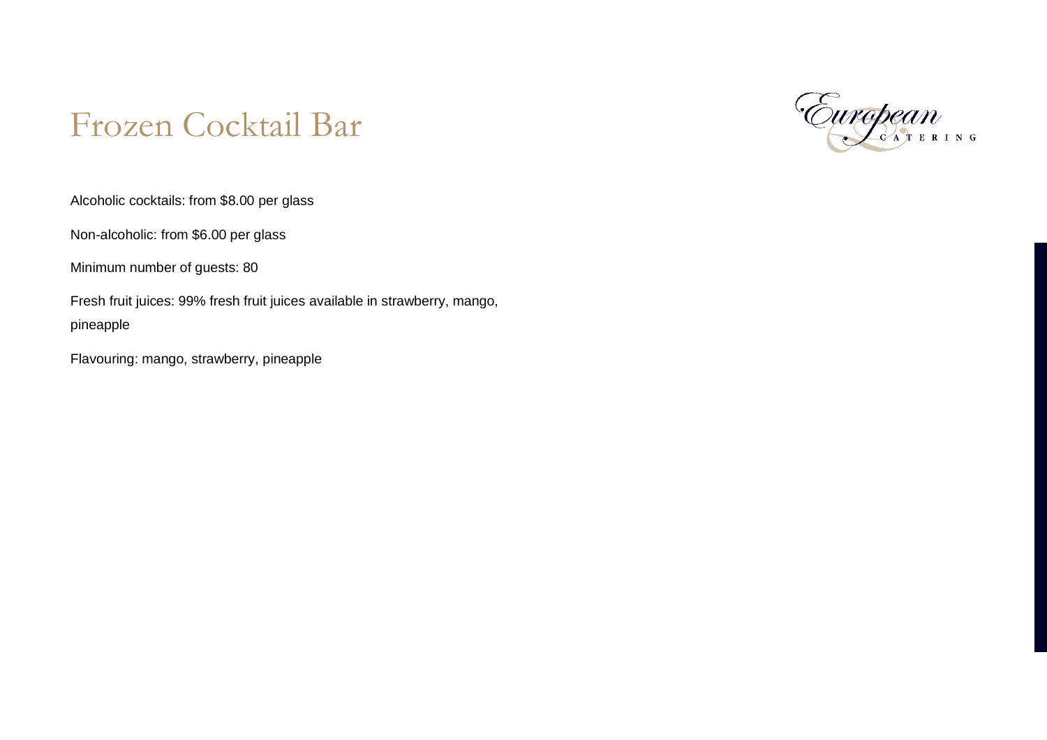# Frozen Cocktail Bar

European Catering

Alcoholic cocktails: from $8.00 per glass

Non-alcoholic: from $6.00 per glass

Minimum number of guests: 80

Fresh fruit juices: 99% fresh fruit juices available in strawberry, mango, pineapple

Flavouring: mango, strawberry, pineapple